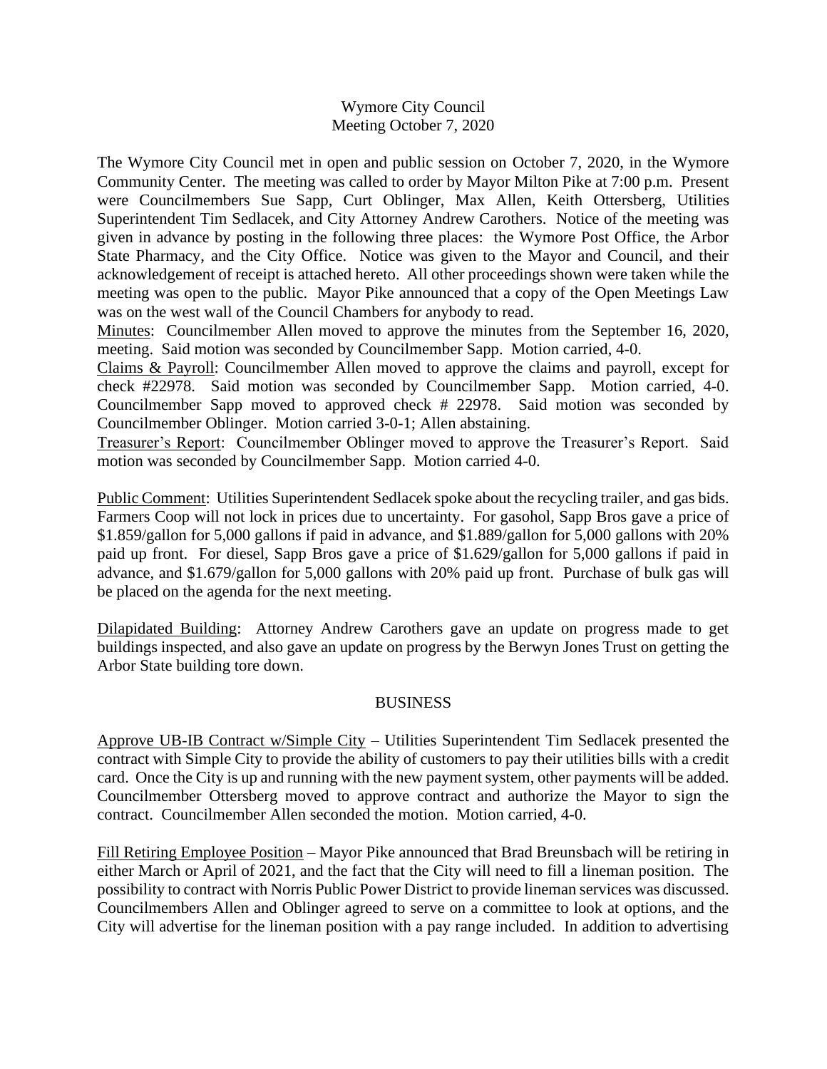Wymore City Council
Meeting October 7, 2020

The Wymore City Council met in open and public session on October 7, 2020, in the Wymore Community Center. The meeting was called to order by Mayor Milton Pike at 7:00 p.m. Present were Councilmembers Sue Sapp, Curt Oblinger, Max Allen, Keith Ottersberg, Utilities Superintendent Tim Sedlacek, and City Attorney Andrew Carothers. Notice of the meeting was given in advance by posting in the following three places: the Wymore Post Office, the Arbor State Pharmacy, and the City Office. Notice was given to the Mayor and Council, and their acknowledgement of receipt is attached hereto. All other proceedings shown were taken while the meeting was open to the public. Mayor Pike announced that a copy of the Open Meetings Law was on the west wall of the Council Chambers for anybody to read.

Minutes: Councilmember Allen moved to approve the minutes from the September 16, 2020, meeting. Said motion was seconded by Councilmember Sapp. Motion carried, 4-0.

Claims & Payroll: Councilmember Allen moved to approve the claims and payroll, except for check #22978. Said motion was seconded by Councilmember Sapp. Motion carried, 4-0. Councilmember Sapp moved to approved check # 22978. Said motion was seconded by Councilmember Oblinger. Motion carried 3-0-1; Allen abstaining.

Treasurer's Report: Councilmember Oblinger moved to approve the Treasurer's Report. Said motion was seconded by Councilmember Sapp. Motion carried 4-0.

Public Comment: Utilities Superintendent Sedlacek spoke about the recycling trailer, and gas bids. Farmers Coop will not lock in prices due to uncertainty. For gasohol, Sapp Bros gave a price of $1.859/gallon for 5,000 gallons if paid in advance, and $1.889/gallon for 5,000 gallons with 20% paid up front. For diesel, Sapp Bros gave a price of $1.629/gallon for 5,000 gallons if paid in advance, and $1.679/gallon for 5,000 gallons with 20% paid up front. Purchase of bulk gas will be placed on the agenda for the next meeting.

Dilapidated Building: Attorney Andrew Carothers gave an update on progress made to get buildings inspected, and also gave an update on progress by the Berwyn Jones Trust on getting the Arbor State building tore down.

BUSINESS

Approve UB-IB Contract w/Simple City – Utilities Superintendent Tim Sedlacek presented the contract with Simple City to provide the ability of customers to pay their utilities bills with a credit card. Once the City is up and running with the new payment system, other payments will be added. Councilmember Ottersberg moved to approve contract and authorize the Mayor to sign the contract. Councilmember Allen seconded the motion. Motion carried, 4-0.

Fill Retiring Employee Position – Mayor Pike announced that Brad Breunsbach will be retiring in either March or April of 2021, and the fact that the City will need to fill a lineman position. The possibility to contract with Norris Public Power District to provide lineman services was discussed. Councilmembers Allen and Oblinger agreed to serve on a committee to look at options, and the City will advertise for the lineman position with a pay range included. In addition to advertising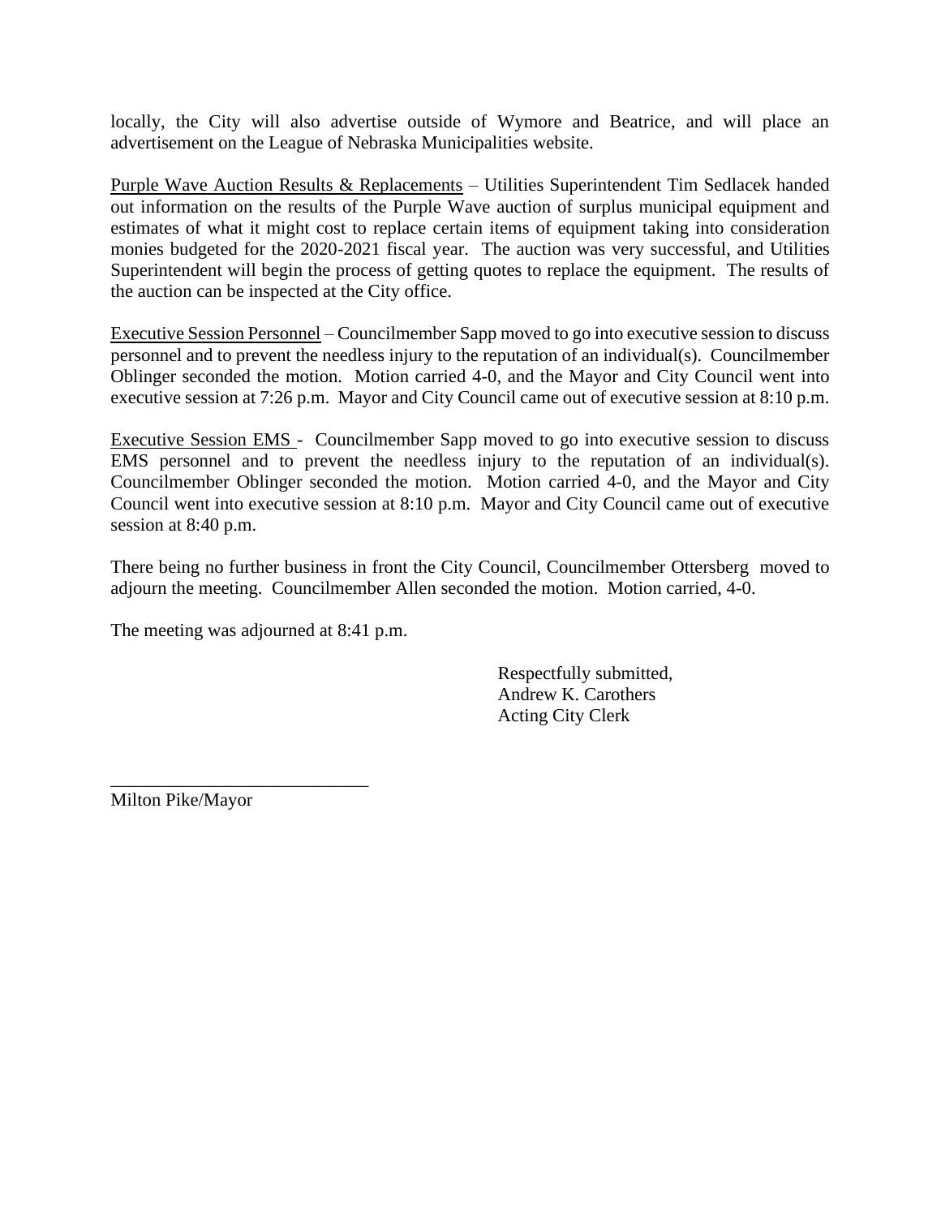locally, the City will also advertise outside of Wymore and Beatrice, and will place an advertisement on the League of Nebraska Municipalities website.

<u>Purple Wave Auction Results & Replacements</u> – Utilities Superintendent Tim Sedlacek handed out information on the results of the Purple Wave auction of surplus municipal equipment and estimates of what it might cost to replace certain items of equipment taking into consideration monies budgeted for the 2020-2021 fiscal year. The auction was very successful, and Utilities Superintendent will begin the process of getting quotes to replace the equipment. The results of the auction can be inspected at the City office.

<u>Executive Session Personnel</u> – Councilmember Sapp moved to go into executive session to discuss personnel and to prevent the needless injury to the reputation of an individual(s). Councilmember Oblinger seconded the motion. Motion carried 4-0, and the Mayor and City Council went into executive session at 7:26 p.m. Mayor and City Council came out of executive session at 8:10 p.m.

<u>Executive Session EMS</u> - Councilmember Sapp moved to go into executive session to discuss EMS personnel and to prevent the needless injury to the reputation of an individual(s). Councilmember Oblinger seconded the motion. Motion carried 4-0, and the Mayor and City Council went into executive session at 8:10 p.m. Mayor and City Council came out of executive session at 8:40 p.m.

There being no further business in front the City Council, Councilmember Ottersberg moved to adjourn the meeting. Councilmember Allen seconded the motion. Motion carried, 4-0.

The meeting was adjourned at 8:41 p.m.

Respectfully submitted,
Andrew K. Carothers
Acting City Clerk

_____________________________
Milton Pike/Mayor